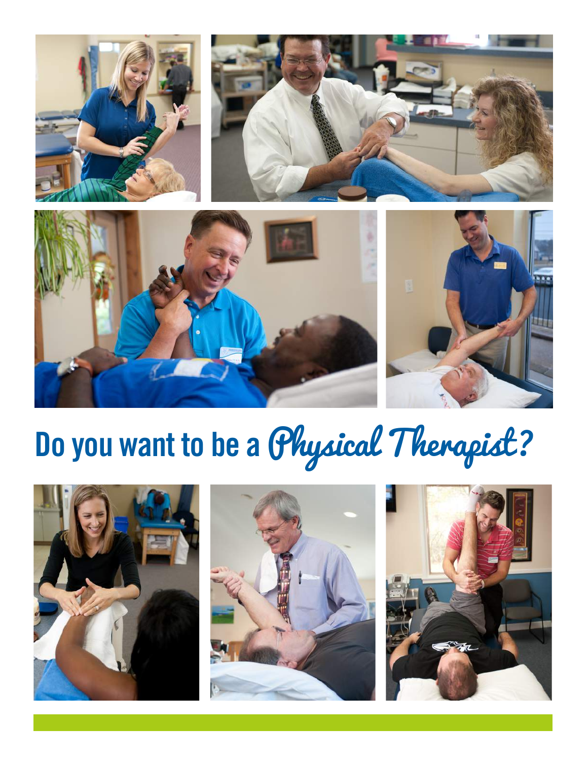# Do you want to be a *Physical Therapist?*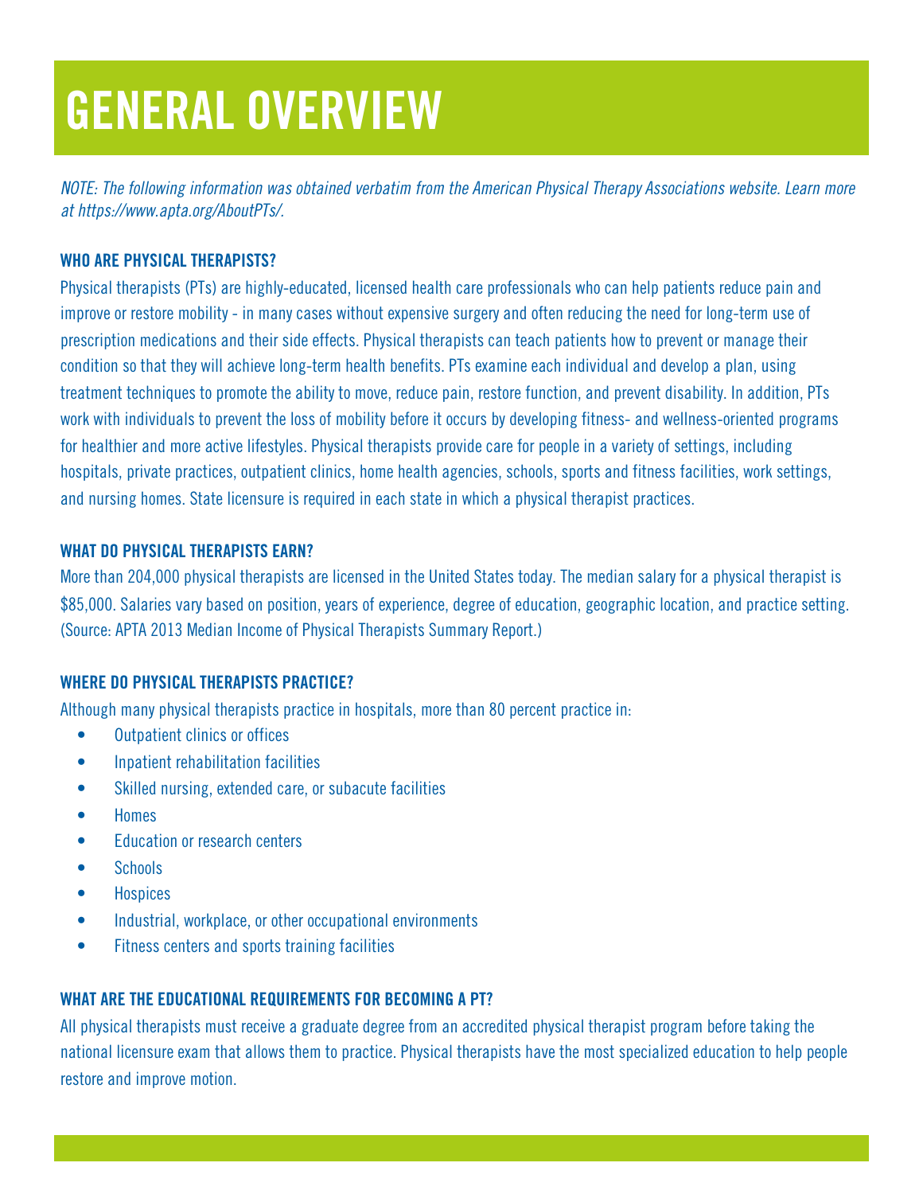# GENERAL OVERVIEW

*NOTE: The following information was obtained verbatim from the American Physical Therapy Associations website. Learn more at https://www.apta.org/AboutPTs/.*

### WHO ARE PHYSICAL THERAPISTS?

Physical therapists (PTs) are highly-educated, licensed health care professionals who can help patients reduce pain and improve or restore mobility - in many cases without expensive surgery and often reducing the need for long-term use of prescription medications and their side effects. Physical therapists can teach patients how to prevent or manage their condition so that they will achieve long-term health benefits. PTs examine each individual and develop a plan, using treatment techniques to promote the ability to move, reduce pain, restore function, and prevent disability. In addition, PTs work with individuals to prevent the loss of mobility before it occurs by developing fitness- and wellness-oriented programs for healthier and more active lifestyles. Physical therapists provide care for people in a variety of settings, including hospitals, private practices, outpatient clinics, home health agencies, schools, sports and fitness facilities, work settings, and nursing homes. State licensure is required in each state in which a physical therapist practices.

### WHAT DO PHYSICAL THERAPISTS EARN?

More than 204,000 physical therapists are licensed in the United States today. The median salary for a physical therapist is $85,000. Salaries vary based on position, years of experience, degree of education, geographic location, and practice setting. (Source: APTA 2013 Median Income of Physical Therapists Summary Report.)

### WHERE DO PHYSICAL THERAPISTS PRACTICE?

Although many physical therapists practice in hospitals, more than 80 percent practice in:

- Outpatient clinics or offices
- Inpatient rehabilitation facilities
- Skilled nursing, extended care, or subacute facilities
- Homes
- Education or research centers
- Schools
- Hospices
- Industrial, workplace, or other occupational environments
- Fitness centers and sports training facilities

### WHAT ARE THE EDUCATIONAL REQUIREMENTS FOR BECOMING A PT?

All physical therapists must receive a graduate degree from an accredited physical therapist program before taking the national licensure exam that allows them to practice. Physical therapists have the most specialized education to help people restore and improve motion.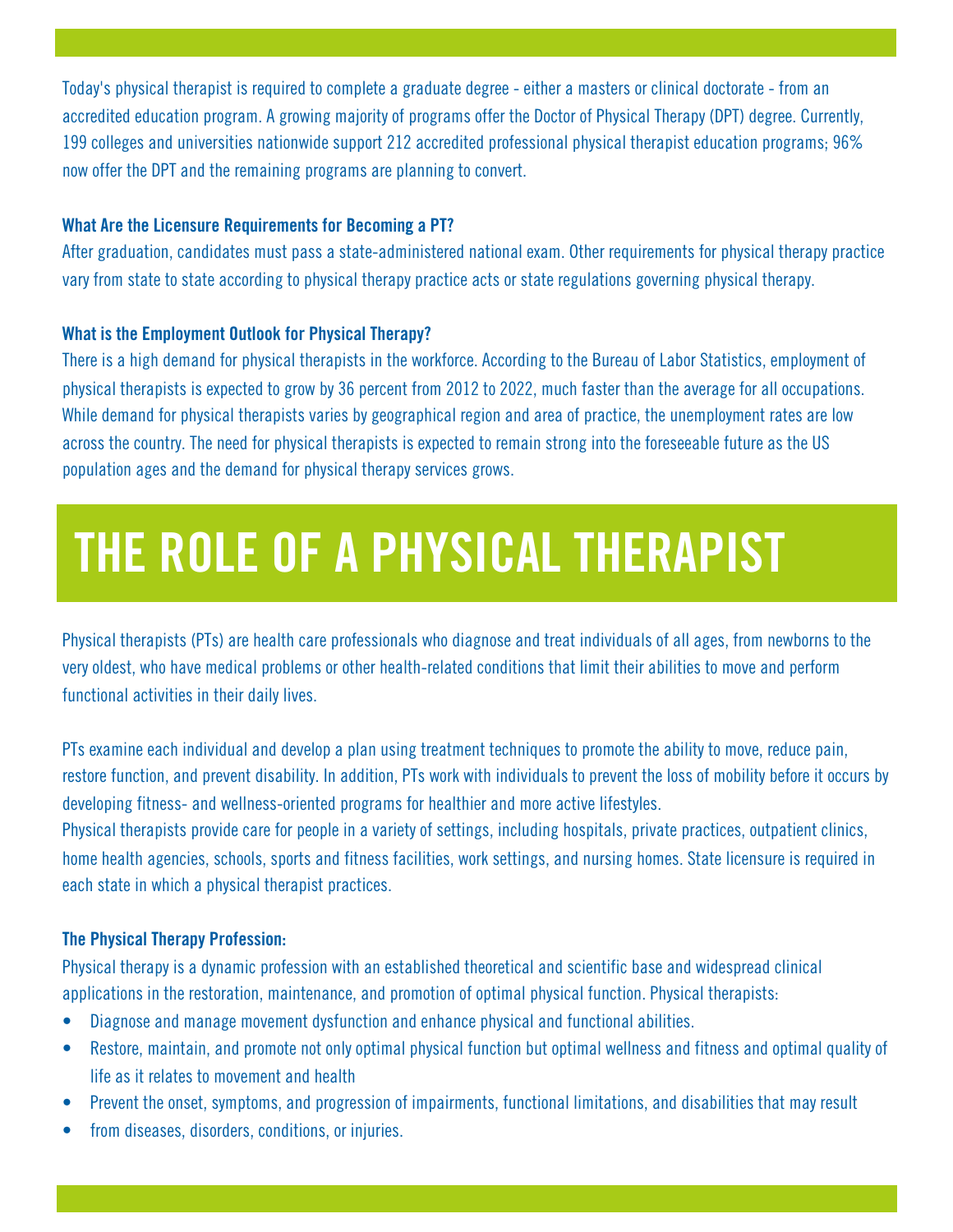Today's physical therapist is required to complete a graduate degree - either a masters or clinical doctorate - from an accredited education program. A growing majority of programs offer the Doctor of Physical Therapy (DPT) degree. Currently, 199 colleges and universities nationwide support 212 accredited professional physical therapist education programs; 96% now offer the DPT and the remaining programs are planning to convert.

### What Are the Licensure Requirements for Becoming a PT?

After graduation, candidates must pass a state-administered national exam. Other requirements for physical therapy practice vary from state to state according to physical therapy practice acts or state regulations governing physical therapy.

### What is the Employment Outlook for Physical Therapy?

There is a high demand for physical therapists in the workforce. According to the Bureau of Labor Statistics, employment of physical therapists is expected to grow by 36 percent from 2012 to 2022, much faster than the average for all occupations. While demand for physical therapists varies by geographical region and area of practice, the unemployment rates are low across the country. The need for physical therapists is expected to remain strong into the foreseeable future as the US population ages and the demand for physical therapy services grows.

# THE ROLE OF A PHYSICAL THERAPIST

Physical therapists (PTs) are health care professionals who diagnose and treat individuals of all ages, from newborns to the very oldest, who have medical problems or other health-related conditions that limit their abilities to move and perform functional activities in their daily lives.

PTs examine each individual and develop a plan using treatment techniques to promote the ability to move, reduce pain, restore function, and prevent disability. In addition, PTs work with individuals to prevent the loss of mobility before it occurs by developing fitness- and wellness-oriented programs for healthier and more active lifestyles.
Physical therapists provide care for people in a variety of settings, including hospitals, private practices, outpatient clinics, home health agencies, schools, sports and fitness facilities, work settings, and nursing homes. State licensure is required in each state in which a physical therapist practices.

### The Physical Therapy Profession:

Physical therapy is a dynamic profession with an established theoretical and scientific base and widespread clinical applications in the restoration, maintenance, and promotion of optimal physical function. Physical therapists:

- Diagnose and manage movement dysfunction and enhance physical and functional abilities.
- Restore, maintain, and promote not only optimal physical function but optimal wellness and fitness and optimal quality of life as it relates to movement and health
- Prevent the onset, symptoms, and progression of impairments, functional limitations, and disabilities that may result
- from diseases, disorders, conditions, or injuries.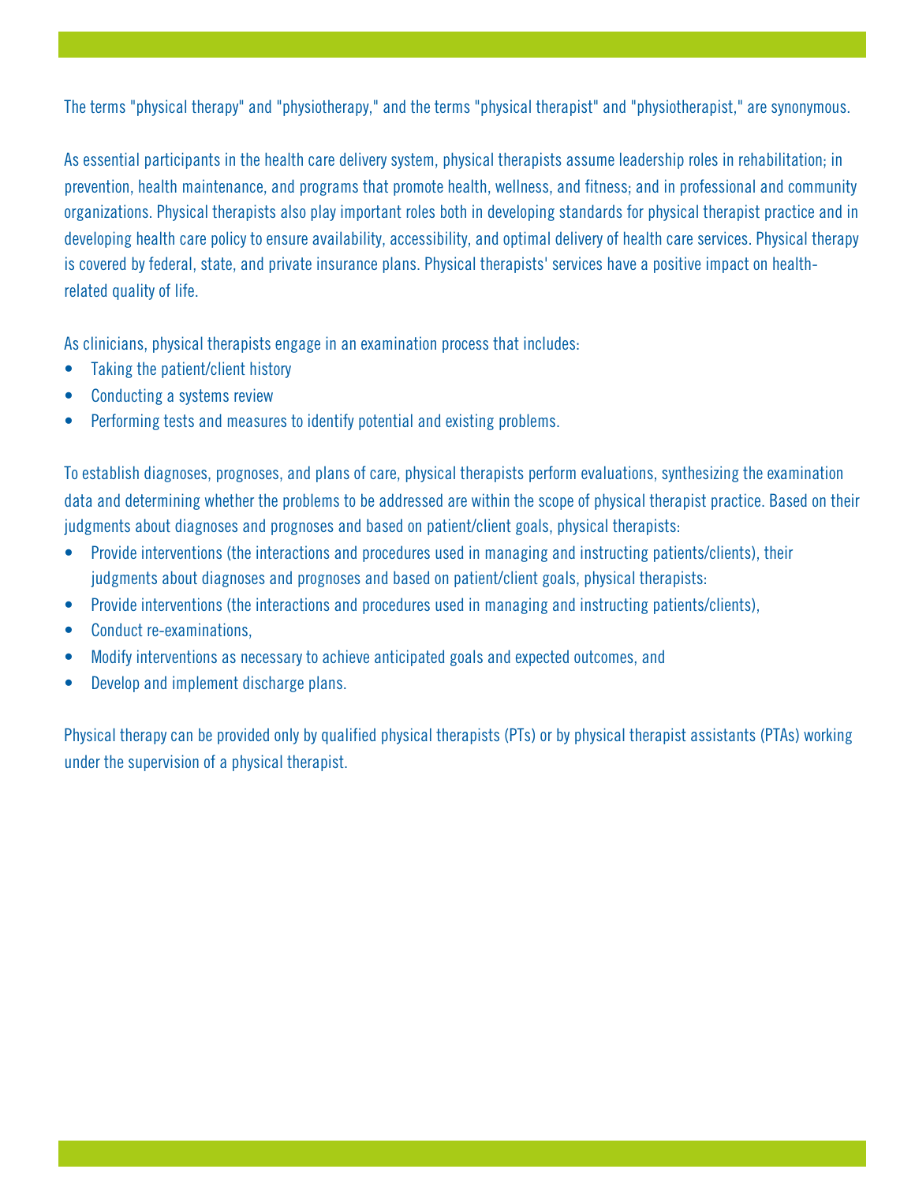The terms "physical therapy" and "physiotherapy," and the terms "physical therapist" and "physiotherapist," are synonymous.

As essential participants in the health care delivery system, physical therapists assume leadership roles in rehabilitation; in prevention, health maintenance, and programs that promote health, wellness, and fitness; and in professional and community organizations. Physical therapists also play important roles both in developing standards for physical therapist practice and in developing health care policy to ensure availability, accessibility, and optimal delivery of health care services. Physical therapy is covered by federal, state, and private insurance plans. Physical therapists' services have a positive impact on health-related quality of life.

As clinicians, physical therapists engage in an examination process that includes:

- Taking the patient/client history
- Conducting a systems review
- Performing tests and measures to identify potential and existing problems.

To establish diagnoses, prognoses, and plans of care, physical therapists perform evaluations, synthesizing the examination data and determining whether the problems to be addressed are within the scope of physical therapist practice. Based on their judgments about diagnoses and prognoses and based on patient/client goals, physical therapists:

- Provide interventions (the interactions and procedures used in managing and instructing patients/clients), their judgments about diagnoses and prognoses and based on patient/client goals, physical therapists:
- Provide interventions (the interactions and procedures used in managing and instructing patients/clients),
- Conduct re-examinations,
- Modify interventions as necessary to achieve anticipated goals and expected outcomes, and
- Develop and implement discharge plans.

Physical therapy can be provided only by qualified physical therapists (PTs) or by physical therapist assistants (PTAs) working under the supervision of a physical therapist.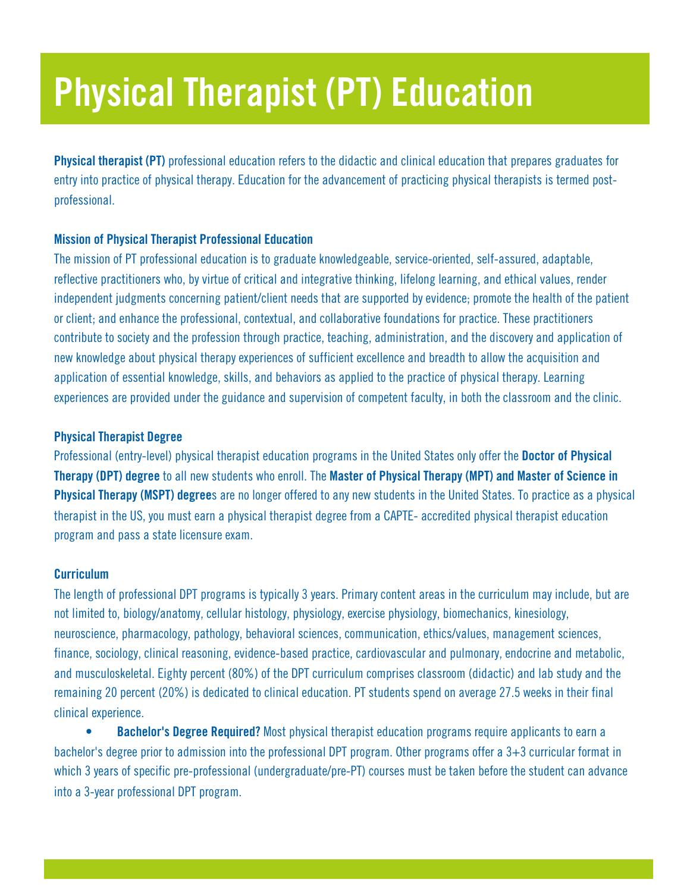# Physical Therapist (PT) Education

**Physical therapist (PT)** professional education refers to the didactic and clinical education that prepares graduates for entry into practice of physical therapy. Education for the advancement of practicing physical therapists is termed post-professional.

### Mission of Physical Therapist Professional Education

The mission of PT professional education is to graduate knowledgeable, service-oriented, self-assured, adaptable, reflective practitioners who, by virtue of critical and integrative thinking, lifelong learning, and ethical values, render independent judgments concerning patient/client needs that are supported by evidence; promote the health of the patient or client; and enhance the professional, contextual, and collaborative foundations for practice. These practitioners contribute to society and the profession through practice, teaching, administration, and the discovery and application of new knowledge about physical therapy experiences of sufficient excellence and breadth to allow the acquisition and application of essential knowledge, skills, and behaviors as applied to the practice of physical therapy. Learning experiences are provided under the guidance and supervision of competent faculty, in both the classroom and the clinic.

### Physical Therapist Degree

Professional (entry-level) physical therapist education programs in the United States only offer the **Doctor of Physical Therapy (DPT) degree** to all new students who enroll. The **Master of Physical Therapy (MPT) and Master of Science in Physical Therapy (MSPT) degree**s are no longer offered to any new students in the United States. To practice as a physical therapist in the US, you must earn a physical therapist degree from a CAPTE- accredited physical therapist education program and pass a state licensure exam.

### Curriculum

The length of professional DPT programs is typically 3 years. Primary content areas in the curriculum may include, but are not limited to, biology/anatomy, cellular histology, physiology, exercise physiology, biomechanics, kinesiology, neuroscience, pharmacology, pathology, behavioral sciences, communication, ethics/values, management sciences, finance, sociology, clinical reasoning, evidence-based practice, cardiovascular and pulmonary, endocrine and metabolic, and musculoskeletal. Eighty percent (80%) of the DPT curriculum comprises classroom (didactic) and lab study and the remaining 20 percent (20%) is dedicated to clinical education. PT students spend on average 27.5 weeks in their final clinical experience.

- **Bachelor's Degree Required?** Most physical therapist education programs require applicants to earn a bachelor's degree prior to admission into the professional DPT program. Other programs offer a 3+3 curricular format in which 3 years of specific pre-professional (undergraduate/pre-PT) courses must be taken before the student can advance into a 3-year professional DPT program.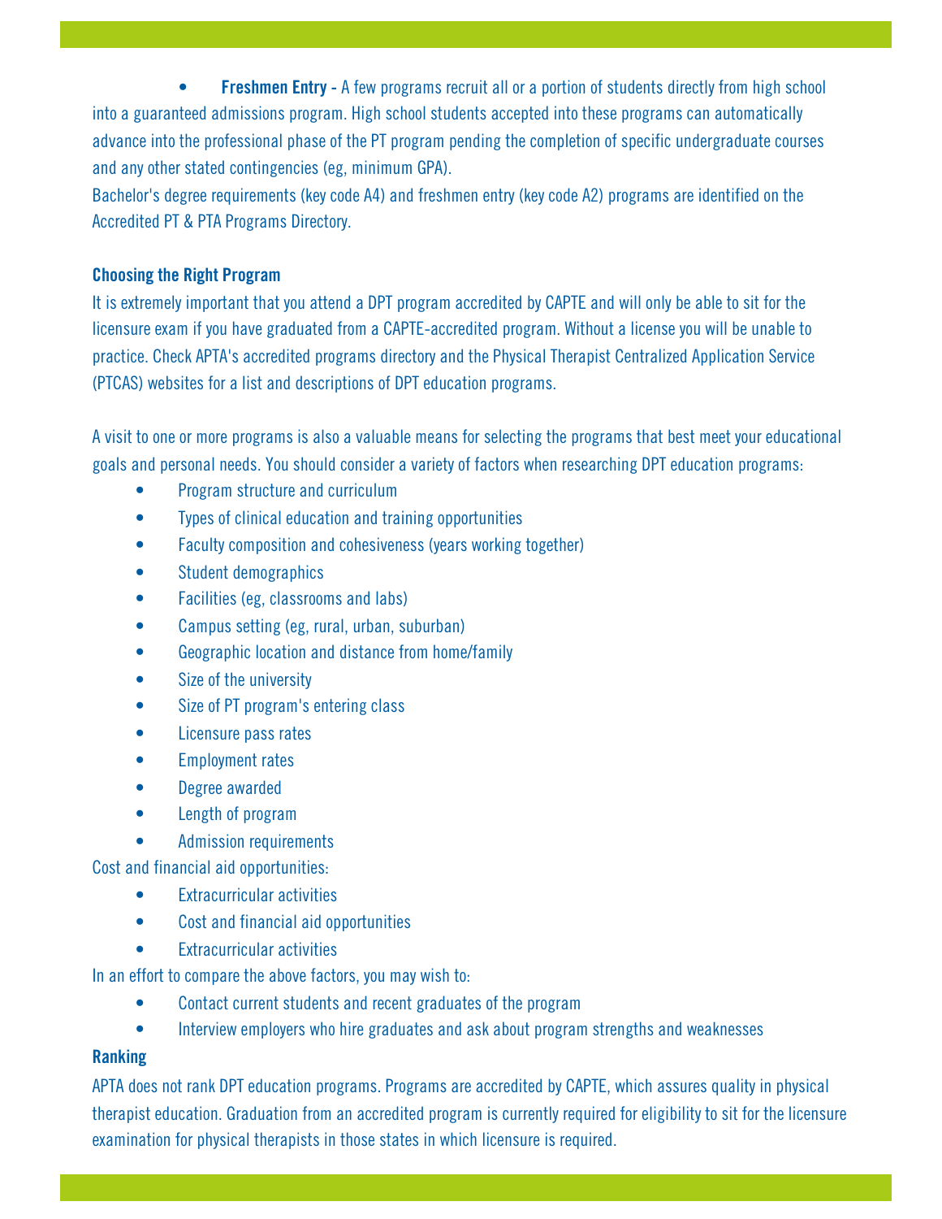- **Freshmen Entry -** A few programs recruit all or a portion of students directly from high school into a guaranteed admissions program. High school students accepted into these programs can automatically advance into the professional phase of the PT program pending the completion of specific undergraduate courses and any other stated contingencies (eg, minimum GPA).

Bachelor's degree requirements (key code A4) and freshmen entry (key code A2) programs are identified on the Accredited PT & PTA Programs Directory.

**Choosing the Right Program**

It is extremely important that you attend a DPT program accredited by CAPTE and will only be able to sit for the licensure exam if you have graduated from a CAPTE-accredited program. Without a license you will be unable to practice. Check APTA's accredited programs directory and the Physical Therapist Centralized Application Service (PTCAS) websites for a list and descriptions of DPT education programs.

A visit to one or more programs is also a valuable means for selecting the programs that best meet your educational goals and personal needs. You should consider a variety of factors when researching DPT education programs:

- Program structure and curriculum
- Types of clinical education and training opportunities
- Faculty composition and cohesiveness (years working together)
- Student demographics
- Facilities (eg, classrooms and labs)
- Campus setting (eg, rural, urban, suburban)
- Geographic location and distance from home/family
- Size of the university
- Size of PT program's entering class
- Licensure pass rates
- Employment rates
- Degree awarded
- Length of program
- Admission requirements

Cost and financial aid opportunities:

- Extracurricular activities
- Cost and financial aid opportunities
- Extracurricular activities

In an effort to compare the above factors, you may wish to:

- Contact current students and recent graduates of the program
- Interview employers who hire graduates and ask about program strengths and weaknesses

**Ranking**

APTA does not rank DPT education programs. Programs are accredited by CAPTE, which assures quality in physical therapist education. Graduation from an accredited program is currently required for eligibility to sit for the licensure examination for physical therapists in those states in which licensure is required.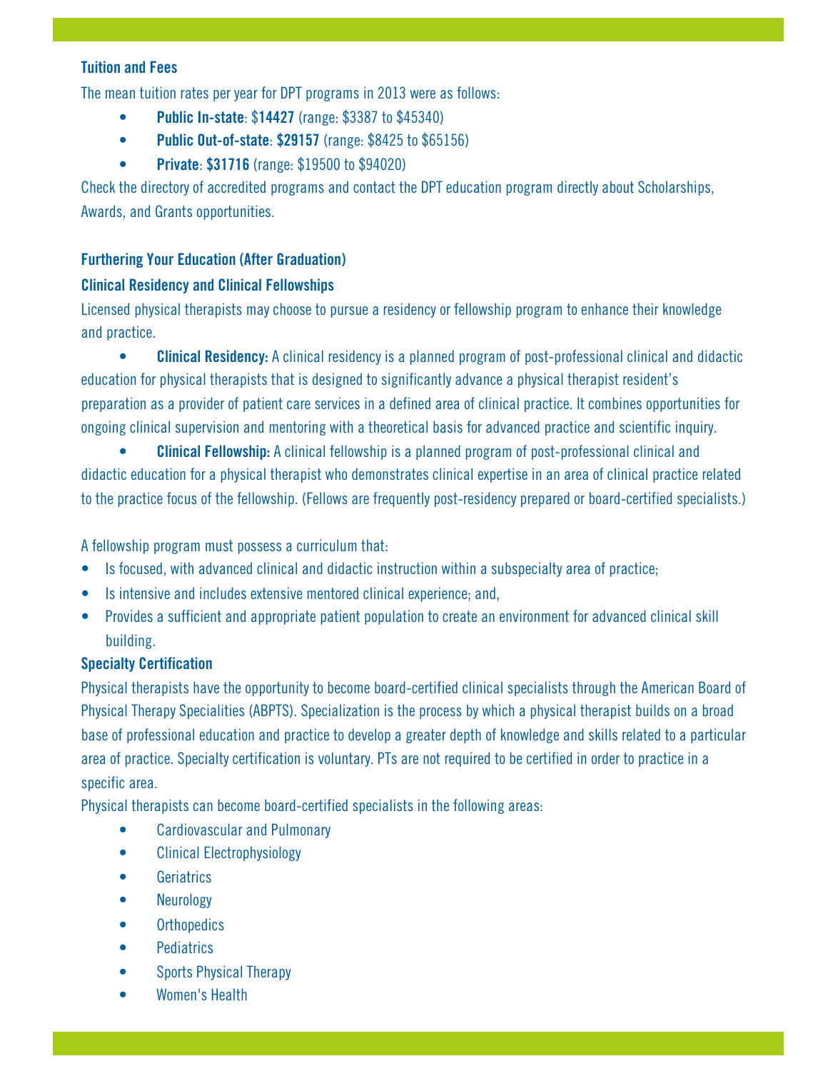### Tuition and Fees

The mean tuition rates per year for DPT programs in 2013 were as follows:

- **Public In-state**: $**14427** (range: $3387 to $45340)
- **Public Out-of-state**: **$29157** (range: $8425 to $65156)
- **Private**: **$31716** (range: $19500 to $94020)

Check the directory of accredited programs and contact the DPT education program directly about Scholarships, Awards, and Grants opportunities.

### Furthering Your Education (After Graduation)

### Clinical Residency and Clinical Fellowships

Licensed physical therapists may choose to pursue a residency or fellowship program to enhance their knowledge and practice.

- **Clinical Residency:** A clinical residency is a planned program of post-professional clinical and didactic education for physical therapists that is designed to significantly advance a physical therapist resident's preparation as a provider of patient care services in a defined area of clinical practice. It combines opportunities for ongoing clinical supervision and mentoring with a theoretical basis for advanced practice and scientific inquiry.
- **Clinical Fellowship:** A clinical fellowship is a planned program of post-professional clinical and didactic education for a physical therapist who demonstrates clinical expertise in an area of clinical practice related to the practice focus of the fellowship. (Fellows are frequently post-residency prepared or board-certified specialists.)

A fellowship program must possess a curriculum that:

- Is focused, with advanced clinical and didactic instruction within a subspecialty area of practice;
- Is intensive and includes extensive mentored clinical experience; and,
- Provides a sufficient and appropriate patient population to create an environment for advanced clinical skill building.

### Specialty Certification

Physical therapists have the opportunity to become board-certified clinical specialists through the American Board of Physical Therapy Specialities (ABPTS). Specialization is the process by which a physical therapist builds on a broad base of professional education and practice to develop a greater depth of knowledge and skills related to a particular area of practice. Specialty certification is voluntary. PTs are not required to be certified in order to practice in a specific area.

Physical therapists can become board-certified specialists in the following areas:

- Cardiovascular and Pulmonary
- Clinical Electrophysiology
- Geriatrics
- Neurology
- Orthopedics
- Pediatrics
- Sports Physical Therapy
- Women's Health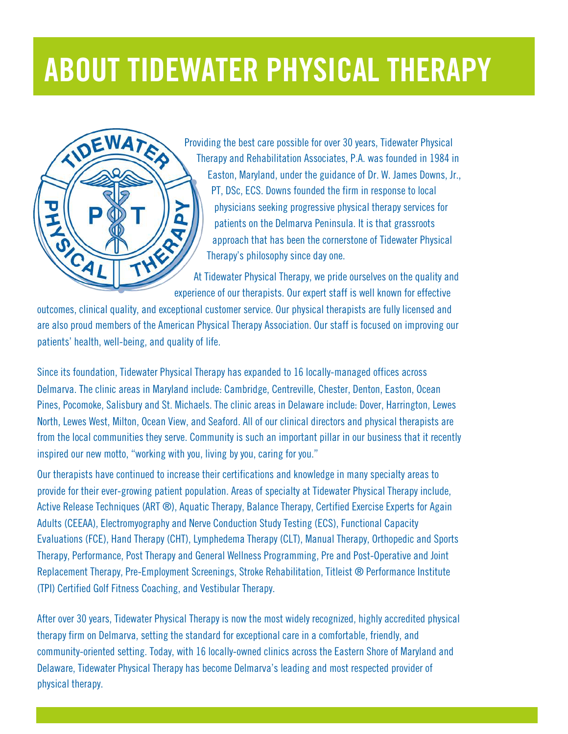# ABOUT TIDEWATER PHYSICAL THERAPY

Providing the best care possible for over 30 years, Tidewater Physical Therapy and Rehabilitation Associates, P.A. was founded in 1984 in Easton, Maryland, under the guidance of Dr. W. James Downs, Jr., PT, DSc, ECS. Downs founded the firm in response to local physicians seeking progressive physical therapy services for patients on the Delmarva Peninsula. It is that grassroots approach that has been the cornerstone of Tidewater Physical Therapy's philosophy since day one.

At Tidewater Physical Therapy, we pride ourselves on the quality and experience of our therapists. Our expert staff is well known for effective outcomes, clinical quality, and exceptional customer service. Our physical therapists are fully licensed and are also proud members of the American Physical Therapy Association. Our staff is focused on improving our patients' health, well-being, and quality of life.

Since its foundation, Tidewater Physical Therapy has expanded to 16 locally-managed offices across Delmarva. The clinic areas in Maryland include: Cambridge, Centreville, Chester, Denton, Easton, Ocean Pines, Pocomoke, Salisbury and St. Michaels. The clinic areas in Delaware include: Dover, Harrington, Lewes North, Lewes West, Milton, Ocean View, and Seaford. All of our clinical directors and physical therapists are from the local communities they serve. Community is such an important pillar in our business that it recently inspired our new motto, "working with you, living by you, caring for you."

Our therapists have continued to increase their certifications and knowledge in many specialty areas to provide for their ever-growing patient population. Areas of specialty at Tidewater Physical Therapy include, Active Release Techniques (ART ®), Aquatic Therapy, Balance Therapy, Certified Exercise Experts for Again Adults (CEEAA), Electromyography and Nerve Conduction Study Testing (ECS), Functional Capacity Evaluations (FCE), Hand Therapy (CHT), Lymphedema Therapy (CLT), Manual Therapy, Orthopedic and Sports Therapy, Performance, Post Therapy and General Wellness Programming, Pre and Post-Operative and Joint Replacement Therapy, Pre-Employment Screenings, Stroke Rehabilitation, Titleist ® Performance Institute (TPI) Certified Golf Fitness Coaching, and Vestibular Therapy.

After over 30 years, Tidewater Physical Therapy is now the most widely recognized, highly accredited physical therapy firm on Delmarva, setting the standard for exceptional care in a comfortable, friendly, and community-oriented setting. Today, with 16 locally-owned clinics across the Eastern Shore of Maryland and Delaware, Tidewater Physical Therapy has become Delmarva's leading and most respected provider of physical therapy.